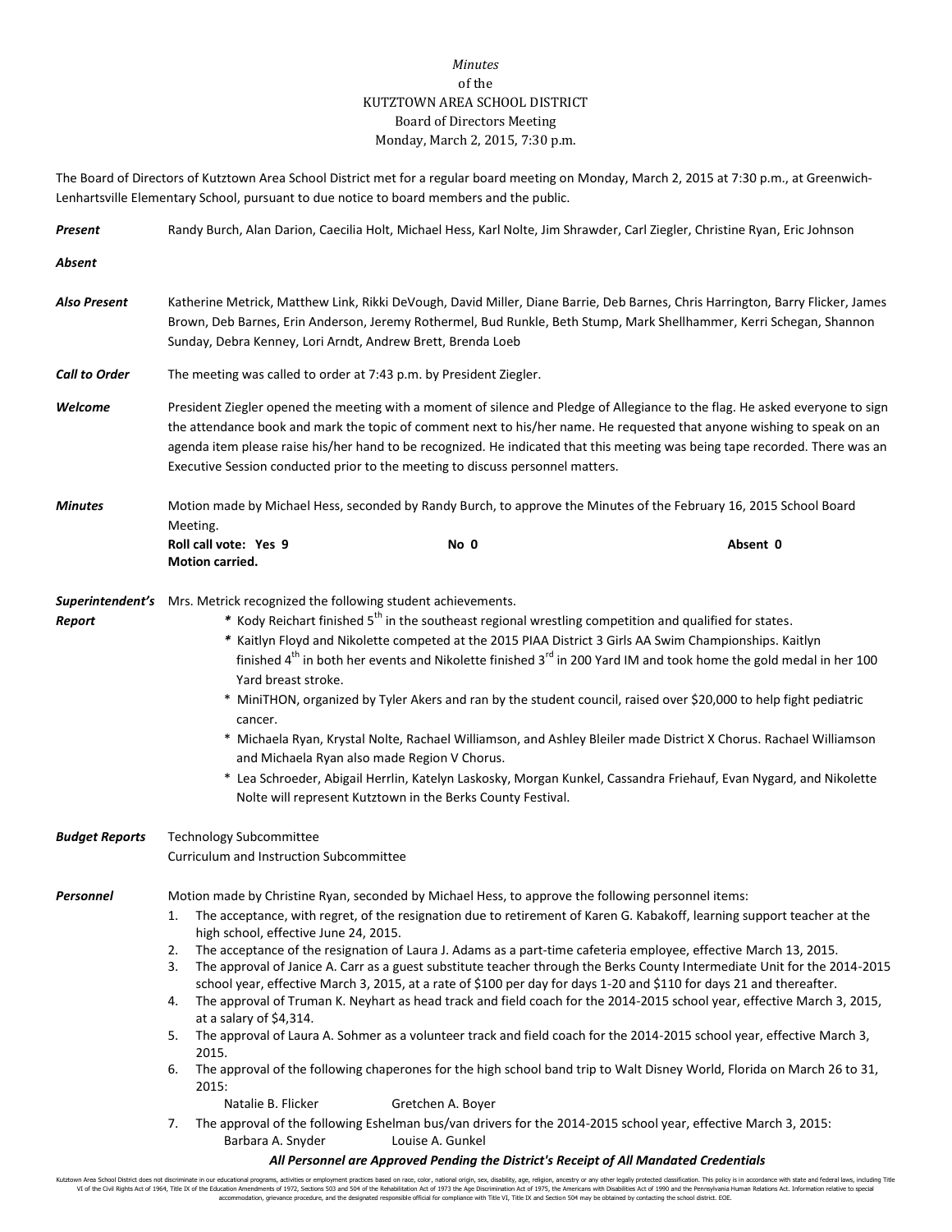*Minutes*
of the
KUTZTOWN AREA SCHOOL DISTRICT
Board of Directors Meeting
Monday, March 2, 2015, 7:30 p.m.

The Board of Directors of Kutztown Area School District met for a regular board meeting on Monday, March 2, 2015 at 7:30 p.m., at Greenwich-Lenhartsville Elementary School, pursuant to due notice to board members and the public.

***Present*** Randy Burch, Alan Darion, Caecilia Holt, Michael Hess, Karl Nolte, Jim Shrawder, Carl Ziegler, Christine Ryan, Eric Johnson

***Absent***

***Also Present*** Katherine Metrick, Matthew Link, Rikki DeVough, David Miller, Diane Barrie, Deb Barnes, Chris Harrington, Barry Flicker, James Brown, Deb Barnes, Erin Anderson, Jeremy Rothermel, Bud Runkle, Beth Stump, Mark Shellhammer, Kerri Schegan, Shannon Sunday, Debra Kenney, Lori Arndt, Andrew Brett, Brenda Loeb

***Call to Order*** The meeting was called to order at 7:43 p.m. by President Ziegler.

***Welcome*** President Ziegler opened the meeting with a moment of silence and Pledge of Allegiance to the flag. He asked everyone to sign the attendance book and mark the topic of comment next to his/her name. He requested that anyone wishing to speak on an agenda item please raise his/her hand to be recognized. He indicated that this meeting was being tape recorded. There was an Executive Session conducted prior to the meeting to discuss personnel matters.

***Minutes*** Motion made by Michael Hess, seconded by Randy Burch, to approve the Minutes of the February 16, 2015 School Board Meeting.

**Roll call vote: Yes 9 No 0 Absent 0**
**Motion carried.**

***Superintendent's Report*** Mrs. Metrick recognized the following student achievements.

* Kody Reichart finished 5th in the southeast regional wrestling competition and qualified for states.
* Kaitlyn Floyd and Nikolette competed at the 2015 PIAA District 3 Girls AA Swim Championships. Kaitlyn finished 4th in both her events and Nikolette finished 3rd in 200 Yard IM and took home the gold medal in her 100 Yard breast stroke.
* MiniTHON, organized by Tyler Akers and ran by the student council, raised over $20,000 to help fight pediatric cancer.
* Michaela Ryan, Krystal Nolte, Rachael Williamson, and Ashley Bleiler made District X Chorus. Rachael Williamson and Michaela Ryan also made Region V Chorus.
* Lea Schroeder, Abigail Herrlin, Katelyn Laskosky, Morgan Kunkel, Cassandra Friehauf, Evan Nygard, and Nikolette Nolte will represent Kutztown in the Berks County Festival.

***Budget Reports*** Technology Subcommittee
Curriculum and Instruction Subcommittee

***Personnel*** Motion made by Christine Ryan, seconded by Michael Hess, to approve the following personnel items:

1. The acceptance, with regret, of the resignation due to retirement of Karen G. Kabakoff, learning support teacher at the high school, effective June 24, 2015.
2. The acceptance of the resignation of Laura J. Adams as a part-time cafeteria employee, effective March 13, 2015.
3. The approval of Janice A. Carr as a guest substitute teacher through the Berks County Intermediate Unit for the 2014-2015 school year, effective March 3, 2015, at a rate of $100 per day for days 1-20 and $110 for days 21 and thereafter.
4. The approval of Truman K. Neyhart as head track and field coach for the 2014-2015 school year, effective March 3, 2015, at a salary of $4,314.
5. The approval of Laura A. Sohmer as a volunteer track and field coach for the 2014-2015 school year, effective March 3, 2015.
6. The approval of the following chaperones for the high school band trip to Walt Disney World, Florida on March 26 to 31, 2015:
   Natalie B. Flicker Gretchen A. Boyer
7. The approval of the following Eshelman bus/van drivers for the 2014-2015 school year, effective March 3, 2015:
   Barbara A. Snyder Louise A. Gunkel

***All Personnel are Approved Pending the District's Receipt of All Mandated Credentials***

Kutztown Area School District does not discriminate in our educational programs, activities or employment practices based on race, color, national origin, sex, disability, age, religion, ancestry or any other legally protected classification. This policy is in accordance with state and federal laws, including Title VI of the Civil Rights Act of 1964, Title IX of the Education Amendments of 1972, Sections 503 and 504 of the Rehabilitation Act of 1973 the Age Discrimination Act of 1975, the Americans with Disabilities Act of 1990 and the Pennsylvania Human Relations Act. Information relative to special accommodation, grievance procedure, and the designated responsible official for compliance with Title VI, Title IX and Section 504 may be obtained by contacting the school district. EOE.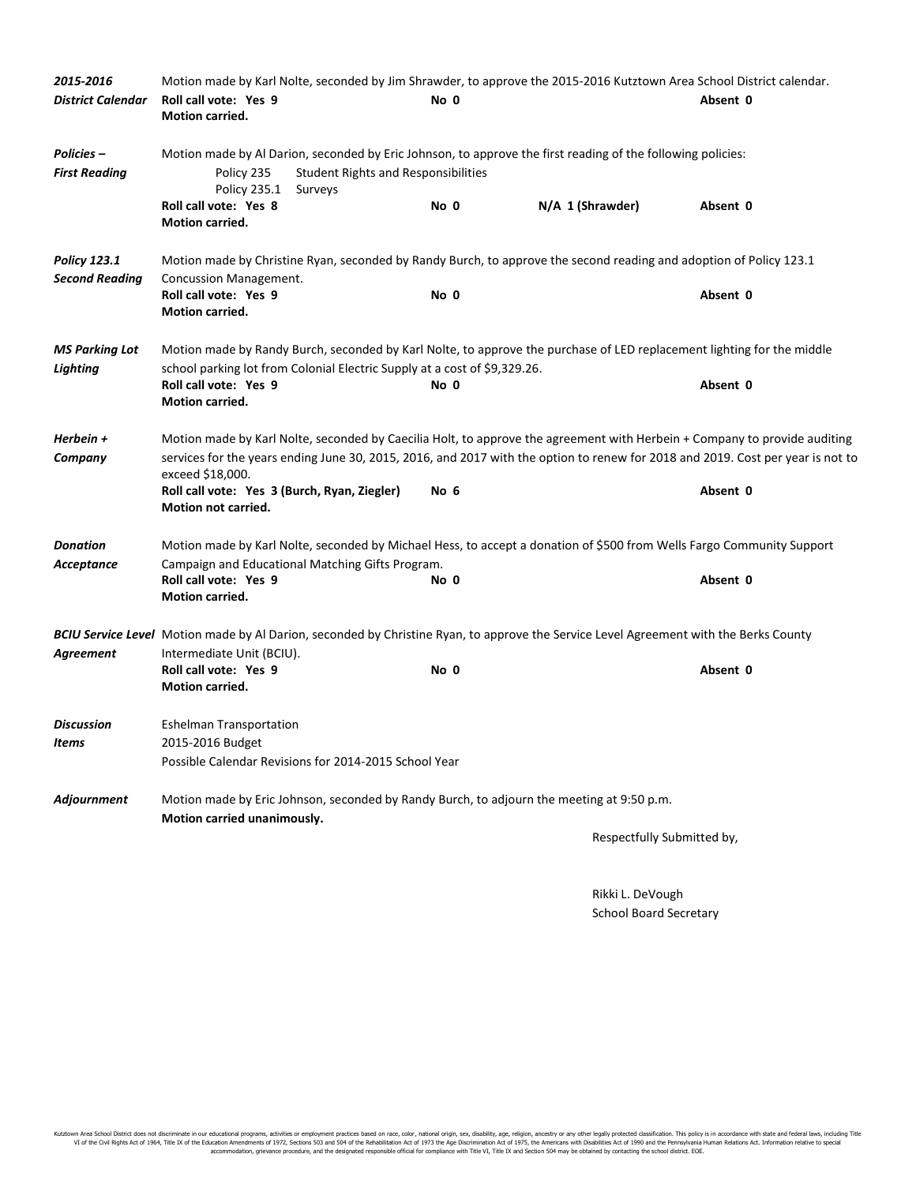***2015-2016 District Calendar***

Motion made by Karl Nolte, seconded by Jim Shrawder, to approve the 2015-2016 Kutztown Area School District calendar.

**Roll call vote: Yes 9** **No 0** **Absent 0**
**Motion carried.**

***Policies – First Reading***

Motion made by Al Darion, seconded by Eric Johnson, to approve the first reading of the following policies:

Policy 235 Student Rights and Responsibilities
Policy 235.1 Surveys

**Roll call vote: Yes 8** **No 0** **N/A 1 (Shrawder)** **Absent 0**
**Motion carried.**

***Policy 123.1 Second Reading***

Motion made by Christine Ryan, seconded by Randy Burch, to approve the second reading and adoption of Policy 123.1 Concussion Management.

**Roll call vote: Yes 9** **No 0** **Absent 0**
**Motion carried.**

***MS Parking Lot Lighting***

Motion made by Randy Burch, seconded by Karl Nolte, to approve the purchase of LED replacement lighting for the middle school parking lot from Colonial Electric Supply at a cost of $9,329.26.

**Roll call vote: Yes 9** **No 0** **Absent 0**
**Motion carried.**

***Herbein + Company***

Motion made by Karl Nolte, seconded by Caecilia Holt, to approve the agreement with Herbein + Company to provide auditing services for the years ending June 30, 2015, 2016, and 2017 with the option to renew for 2018 and 2019. Cost per year is not to exceed $18,000.

**Roll call vote: Yes 3 (Burch, Ryan, Ziegler)** **No 6** **Absent 0**
**Motion not carried.**

***Donation Acceptance***

Motion made by Karl Nolte, seconded by Michael Hess, to accept a donation of $500 from Wells Fargo Community Support Campaign and Educational Matching Gifts Program.

**Roll call vote: Yes 9** **No 0** **Absent 0**
**Motion carried.**

***BCIU Service Level Agreement***

Motion made by Al Darion, seconded by Christine Ryan, to approve the Service Level Agreement with the Berks County Intermediate Unit (BCIU).

**Roll call vote: Yes 9** **No 0** **Absent 0**
**Motion carried.**

***Discussion Items***

Eshelman Transportation
2015-2016 Budget
Possible Calendar Revisions for 2014-2015 School Year

***Adjournment***

Motion made by Eric Johnson, seconded by Randy Burch, to adjourn the meeting at 9:50 p.m.
**Motion carried unanimously.**

Respectfully Submitted by,

Rikki L. DeVough
School Board Secretary

Kutztown Area School District does not discriminate in our educational programs, activities or employment practices based on race, color, national origin, sex, disability, age, religion, ancestry or any other legally protected classification. This policy is in accordance with state and federal laws, including Title VI of the Civil Rights Act of 1964, Title IX of the Education Amendments of 1972, Sections 503 and 504 of the Rehabilitation Act of 1973 the Age Discrimination Act of 1975, the Americans with Disabilities Act of 1990 and the Pennsylvania Human Relations Act. Information relative to special accommodation, grievance procedure, and the designated responsible official for compliance with Title VI, Title IX and Section 504 may be obtained by contacting the school district. EOE.